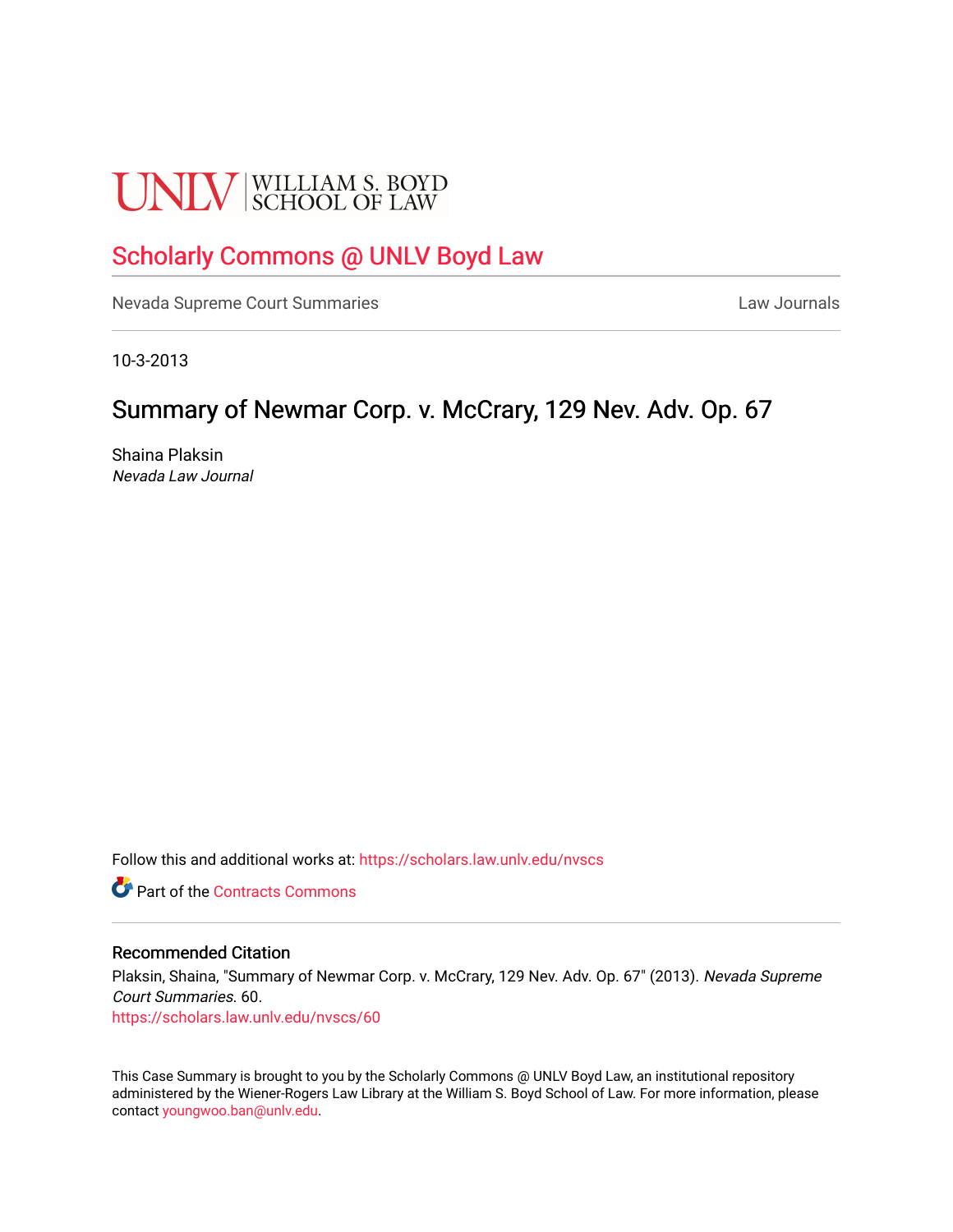UNLV | WILLIAM S. BOYD SCHOOL OF LAW

# Scholarly Commons @ UNLV Boyd Law

Nevada Supreme Court Summaries

Law Journals

10-3-2013

## Summary of Newmar Corp. v. McCrary, 129 Nev. Adv. Op. 67

Shaina Plaksin

*Nevada Law Journal*

Follow this and additional works at: https://scholars.law.unlv.edu/nvscs

Part of the Contracts Commons

### Recommended Citation

Plaksin, Shaina, "Summary of Newmar Corp. v. McCrary, 129 Nev. Adv. Op. 67" (2013). *Nevada Supreme Court Summaries*. 60.

https://scholars.law.unlv.edu/nvscs/60

This Case Summary is brought to you by the Scholarly Commons @ UNLV Boyd Law, an institutional repository administered by the Wiener-Rogers Law Library at the William S. Boyd School of Law. For more information, please contact youngwoo.ban@unlv.edu.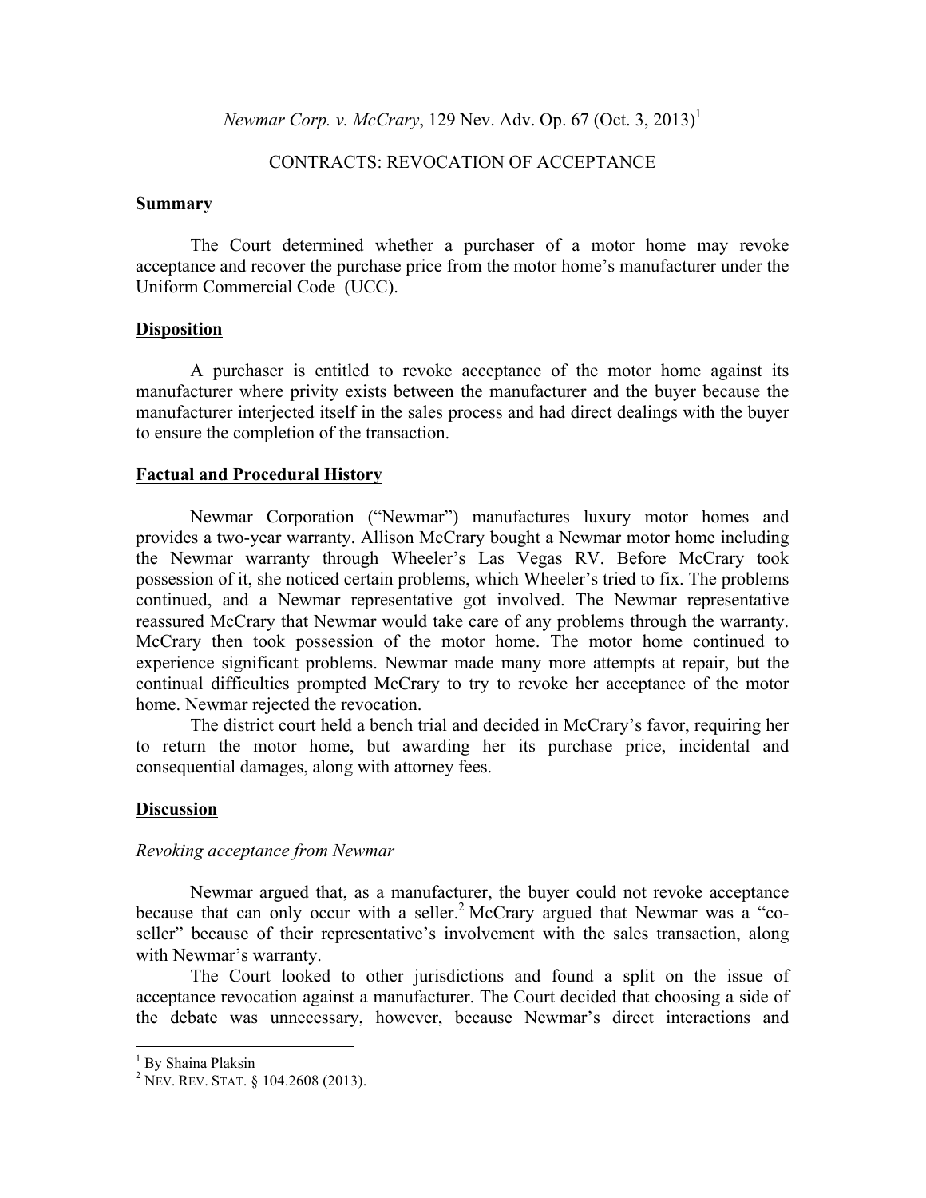*Newmar Corp. v. McCrary*, 129 Nev. Adv. Op. 67 (Oct. 3, 2013)[1]

CONTRACTS: REVOCATION OF ACCEPTANCE

## Summary

The Court determined whether a purchaser of a motor home may revoke acceptance and recover the purchase price from the motor home's manufacturer under the Uniform Commercial Code (UCC).

## Disposition

A purchaser is entitled to revoke acceptance of the motor home against its manufacturer where privity exists between the manufacturer and the buyer because the manufacturer interjected itself in the sales process and had direct dealings with the buyer to ensure the completion of the transaction.

## Factual and Procedural History

Newmar Corporation ("Newmar") manufactures luxury motor homes and provides a two-year warranty. Allison McCrary bought a Newmar motor home including the Newmar warranty through Wheeler's Las Vegas RV. Before McCrary took possession of it, she noticed certain problems, which Wheeler's tried to fix. The problems continued, and a Newmar representative got involved. The Newmar representative reassured McCrary that Newmar would take care of any problems through the warranty. McCrary then took possession of the motor home. The motor home continued to experience significant problems. Newmar made many more attempts at repair, but the continual difficulties prompted McCrary to try to revoke her acceptance of the motor home. Newmar rejected the revocation.

The district court held a bench trial and decided in McCrary's favor, requiring her to return the motor home, but awarding her its purchase price, incidental and consequential damages, along with attorney fees.

## Discussion

### *Revoking acceptance from Newmar*

Newmar argued that, as a manufacturer, the buyer could not revoke acceptance because that can only occur with a seller.[2] McCrary argued that Newmar was a "co-seller" because of their representative's involvement with the sales transaction, along with Newmar's warranty.

The Court looked to other jurisdictions and found a split on the issue of acceptance revocation against a manufacturer. The Court decided that choosing a side of the debate was unnecessary, however, because Newmar's direct interactions and

---

[1] By Shaina Plaksin

[2] NEV. REV. STAT. § 104.2608 (2013).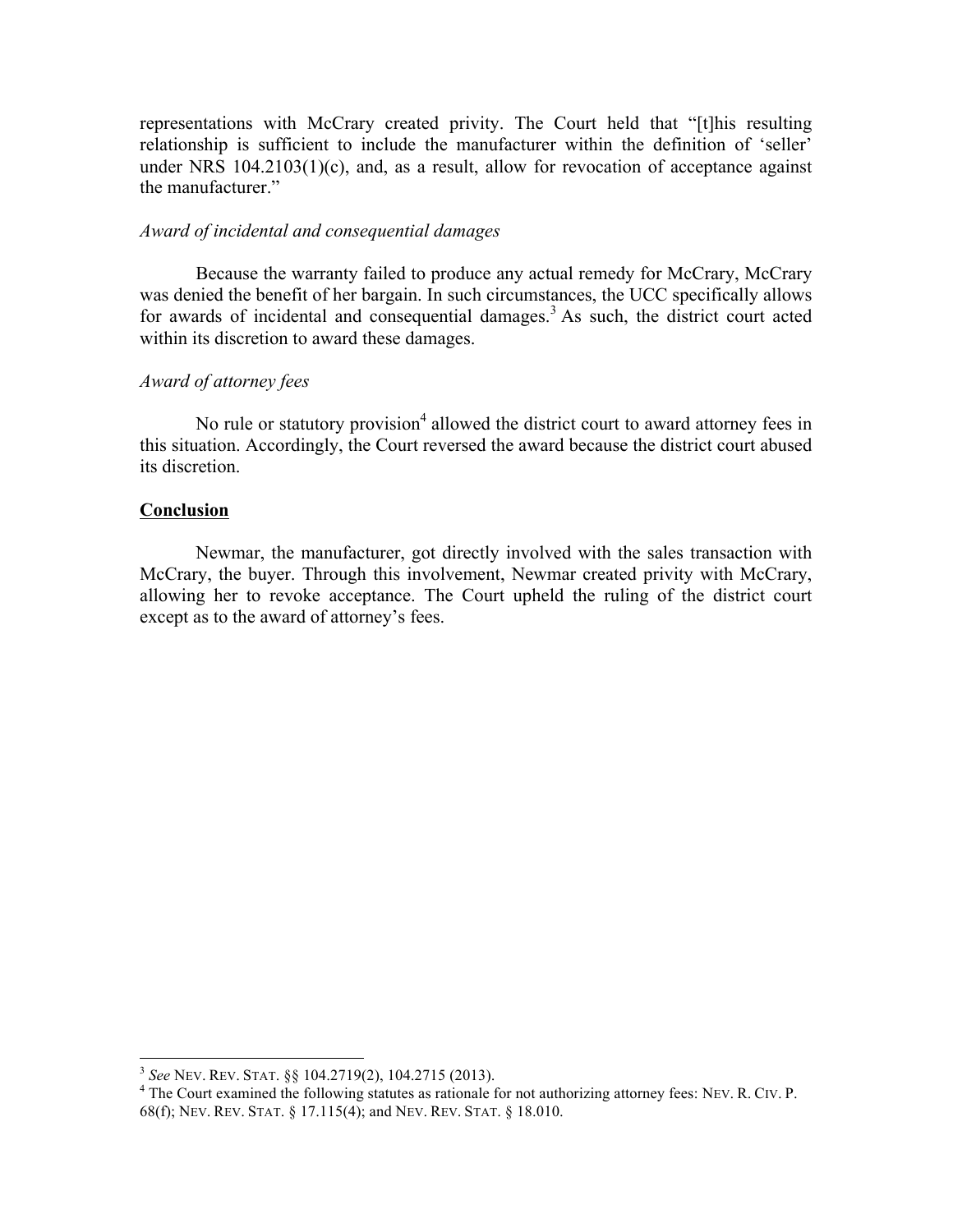representations with McCrary created privity. The Court held that "[t]his resulting relationship is sufficient to include the manufacturer within the definition of 'seller' under NRS 104.2103(1)(c), and, as a result, allow for revocation of acceptance against the manufacturer."

*Award of incidental and consequential damages*

Because the warranty failed to produce any actual remedy for McCrary, McCrary was denied the benefit of her bargain. In such circumstances, the UCC specifically allows for awards of incidental and consequential damages.[3] As such, the district court acted within its discretion to award these damages.

*Award of attorney fees*

No rule or statutory provision[4] allowed the district court to award attorney fees in this situation. Accordingly, the Court reversed the award because the district court abused its discretion.

**<u>Conclusion</u>**

Newmar, the manufacturer, got directly involved with the sales transaction with McCrary, the buyer. Through this involvement, Newmar created privity with McCrary, allowing her to revoke acceptance. The Court upheld the ruling of the district court except as to the award of attorney's fees.

---

[3] *See* NEV. REV. STAT. §§ 104.2719(2), 104.2715 (2013).

[4] The Court examined the following statutes as rationale for not authorizing attorney fees: NEV. R. CIV. P. 68(f); NEV. REV. STAT. § 17.115(4); and NEV. REV. STAT. § 18.010.